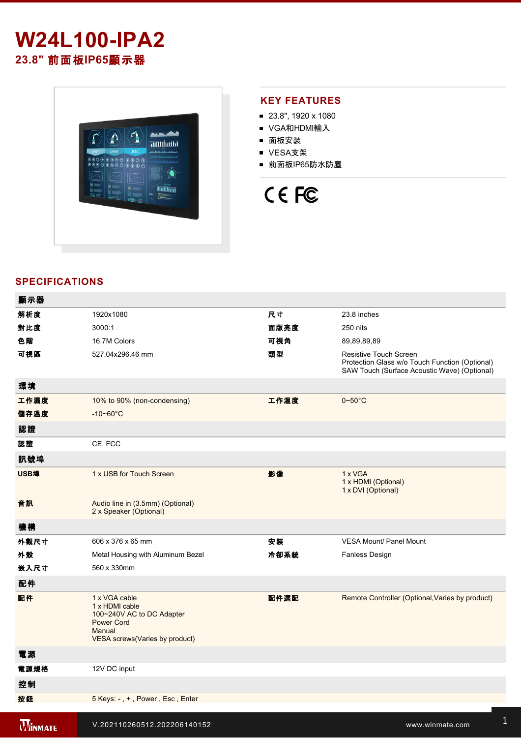# W24L100-IPA2

## 23.8" 前面板IP65顯示器

## KEY FEATURES

- 23.8", 1920 x 1080
- VGA和HDMI輸入
- 面板安裝
- VESA支架
- 前面板IP65防水防塵

CE FC

## SPECIFICATIONS

| 顯示器 | | | |
|---|---|---|---|
| 解析度 | 1920x1080 | 尺寸 | 23.8 inches |
| 對比度 | 3000:1 | 面版亮度 | 250 nits |
| 色階 | 16.7M Colors | 可視角 | 89,89,89,89 |
| 可視區 | 527.04x296.46 mm | 類型 | Resistive Touch Screen<br>Protection Glass w/o Touch Function (Optional)<br>SAW Touch (Surface Acoustic Wave) (Optional) |
| **環境** | | | |
| 工作濕度 | 10% to 90% (non-condensing) | 工作溫度 | 0~50°C |
| 儲存溫度 | -10~60°C | | |
| **認證** | | | |
| 認證 | CE, FCC | | |
| **訊號埠** | | | |
| USB埠 | 1 x USB for Touch Screen | 影像 | 1 x VGA<br>1 x HDMI (Optional)<br>1 x DVI (Optional) |
| 音訊 | Audio line in (3.5mm) (Optional)<br>2 x Speaker (Optional) | | |
| **機構** | | | |
| 外觀尺寸 | 606 x 376 x 65 mm | 安裝 | VESA Mount/ Panel Mount |
| 外殼 | Metal Housing with Aluminum Bezel | 冷卻系統 | Fanless Design |
| 嵌入尺寸 | 560 x 330mm | | |
| **配件** | | | |
| 配件 | 1 x VGA cable<br>1 x HDMI cable<br>100~240V AC to DC Adapter<br>Power Cord<br>Manual<br>VESA screws(Varies by product) | 配件選配 | Remote Controller (Optional,Varies by product) |
| **電源** | | | |
| 電源規格 | 12V DC input | | |
| **控制** | | | |
| 按鈕 | 5 Keys: - , + , Power , Esc , Enter | | |

V.202110260512.202206140152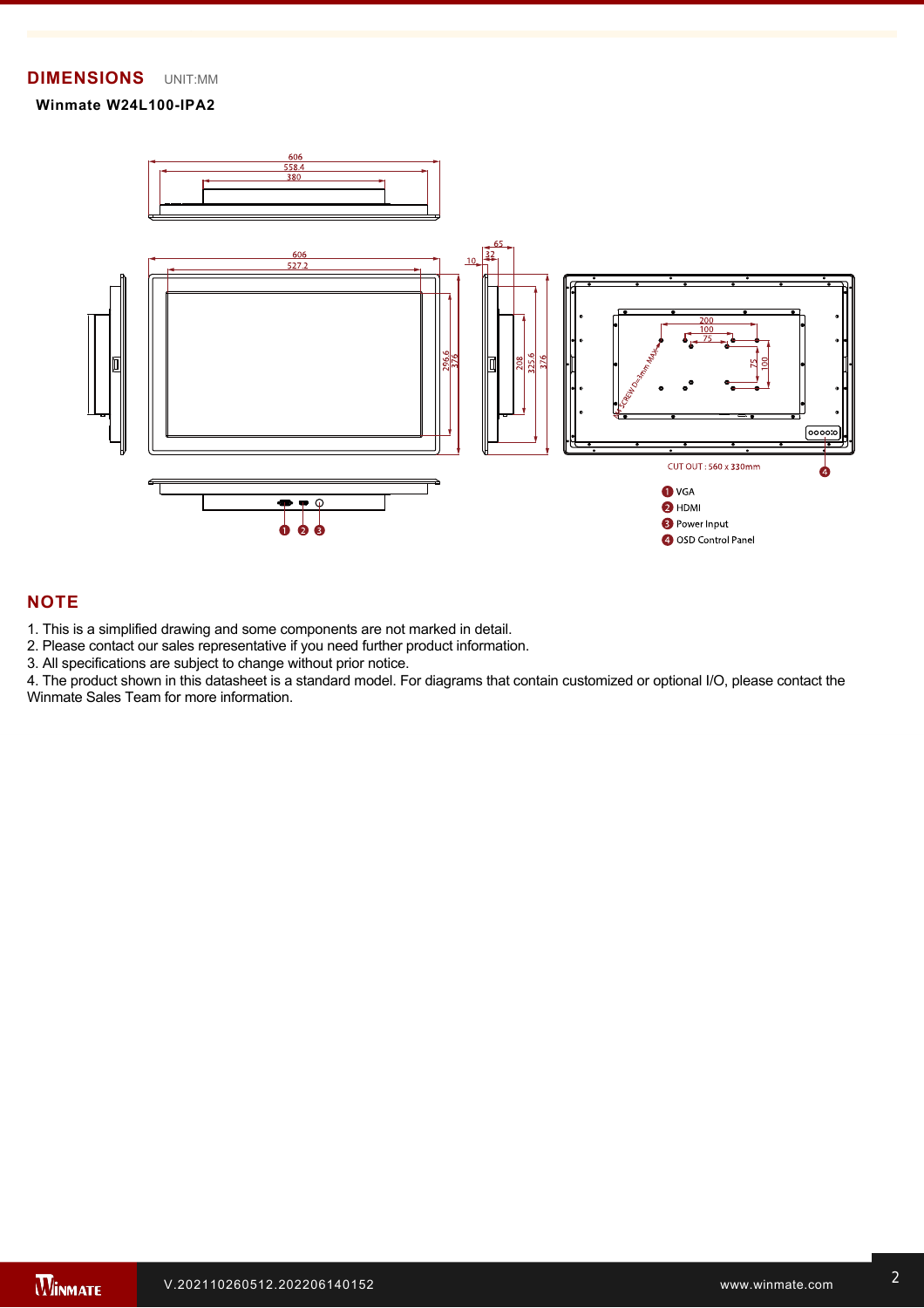## DIMENSIONS UNIT:MM

**Winmate W24L100-IPA2**

606
558.4
380
606
527.2
296.6
376
10
65
32
208
325.6
376
200
100
75
75
100
4X SCREW D=3mm MAX
CUT OUT : 560 x 330mm

1 VGA
2 HDMI
3 Power Input
4 OSD Control Panel

## NOTE

1. This is a simplified drawing and some components are not marked in detail.
2. Please contact our sales representative if you need further product information.
3. All specifications are subject to change without prior notice.
4. The product shown in this datasheet is a standard model. For diagrams that contain customized or optional I/O, please contact the Winmate Sales Team for more information.